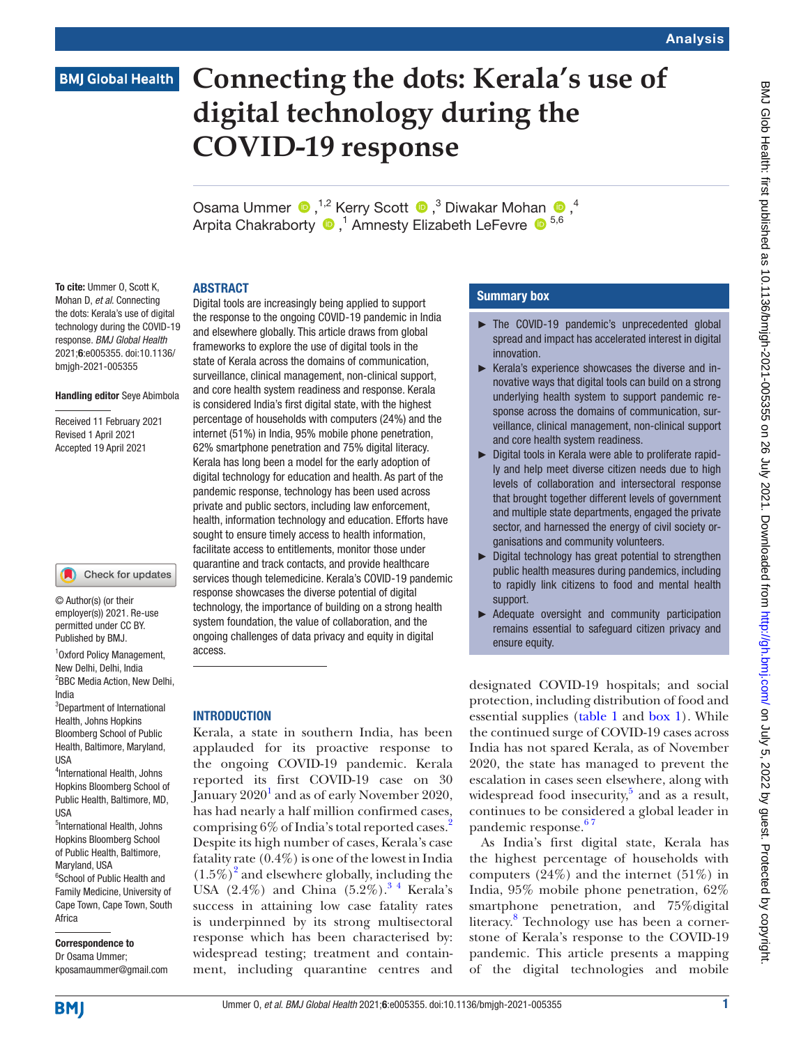Analysis

# Connecting the dots: Kerala's use of digital technology during the COVID-19 response

Osama Ummer [1,2], Kerry Scott [3], Diwakar Mohan [4], Arpita Chakraborty [1], Amnesty Elizabeth LeFevre [5,6]

**To cite:** Ummer O, Scott K, Mohan D, *et al*. Connecting the dots: Kerala's use of digital technology during the COVID-19 response. *BMJ Global Health* 2021;**6**:e005355. doi:10.1136/bmjgh-2021-005355

**Handling editor** Seye Abimbola

Received 11 February 2021
Revised 1 April 2021
Accepted 19 April 2021

© Author(s) (or their employer(s)) 2021. Re-use permitted under CC BY. Published by BMJ.

[1]Oxford Policy Management, New Delhi, Delhi, India
[2]BBC Media Action, New Delhi, India
[3]Department of International Health, Johns Hopkins Bloomberg School of Public Health, Baltimore, Maryland, USA
[4]International Health, Johns Hopkins Bloomberg School of Public Health, Baltimore, MD, USA
[5]International Health, Johns Hopkins Bloomberg School of Public Health, Baltimore, Maryland, USA
[6]School of Public Health and Family Medicine, University of Cape Town, Cape Town, South Africa

**Correspondence to**
Dr Osama Ummer;
kposamaummer@gmail.com

## ABSTRACT

Digital tools are increasingly being applied to support the response to the ongoing COVID-19 pandemic in India and elsewhere globally. This article draws from global frameworks to explore the use of digital tools in the state of Kerala across the domains of communication, surveillance, clinical management, non-clinical support, and core health system readiness and response. Kerala is considered India's first digital state, with the highest percentage of households with computers (24%) and the internet (51%) in India, 95% mobile phone penetration, 62% smartphone penetration and 75% digital literacy. Kerala has long been a model for the early adoption of digital technology for education and health. As part of the pandemic response, technology has been used across private and public sectors, including law enforcement, health, information technology and education. Efforts have sought to ensure timely access to health information, facilitate access to entitlements, monitor those under quarantine and track contacts, and provide healthcare services though telemedicine. Kerala's COVID-19 pandemic response showcases the diverse potential of digital technology, the importance of building on a strong health system foundation, the value of collaboration, and the ongoing challenges of data privacy and equity in digital access.

## Summary box

- The COVID-19 pandemic's unprecedented global spread and impact has accelerated interest in digital innovation.
- Kerala's experience showcases the diverse and innovative ways that digital tools can build on a strong underlying health system to support pandemic response across the domains of communication, surveillance, clinical management, non-clinical support and core health system readiness.
- Digital tools in Kerala were able to proliferate rapidly and help meet diverse citizen needs due to high levels of collaboration and intersectoral response that brought together different levels of government and multiple state departments, engaged the private sector, and harnessed the energy of civil society organisations and community volunteers.
- Digital technology has great potential to strengthen public health measures during pandemics, including to rapidly link citizens to food and mental health support.
- Adequate oversight and community participation remains essential to safeguard citizen privacy and ensure equity.

## INTRODUCTION

Kerala, a state in southern India, has been applauded for its proactive response to the ongoing COVID-19 pandemic. Kerala reported its first COVID-19 case on 30 January 2020[1] and as of early November 2020, has had nearly a half million confirmed cases, comprising 6% of India's total reported cases.[2] Despite its high number of cases, Kerala's case fatality rate (0.4%) is one of the lowest in India (1.5%)[2] and elsewhere globally, including the USA (2.4%) and China (5.2%).[3 4] Kerala's success in attaining low case fatality rates is underpinned by its strong multisectoral response which has been characterised by: widespread testing; treatment and containment, including quarantine centres and designated COVID-19 hospitals; and social protection, including distribution of food and essential supplies (table 1 and box 1). While the continued surge of COVID-19 cases across India has not spared Kerala, as of November 2020, the state has managed to prevent the escalation in cases seen elsewhere, along with widespread food insecurity,[5] and as a result, continues to be considered a global leader in pandemic response.[6 7]

As India's first digital state, Kerala has the highest percentage of households with computers (24%) and the internet (51%) in India, 95% mobile phone penetration, 62% smartphone penetration, and 75%digital literacy.[8] Technology use has been a cornerstone of Kerala's response to the COVID-19 pandemic. This article presents a mapping of the digital technologies and mobile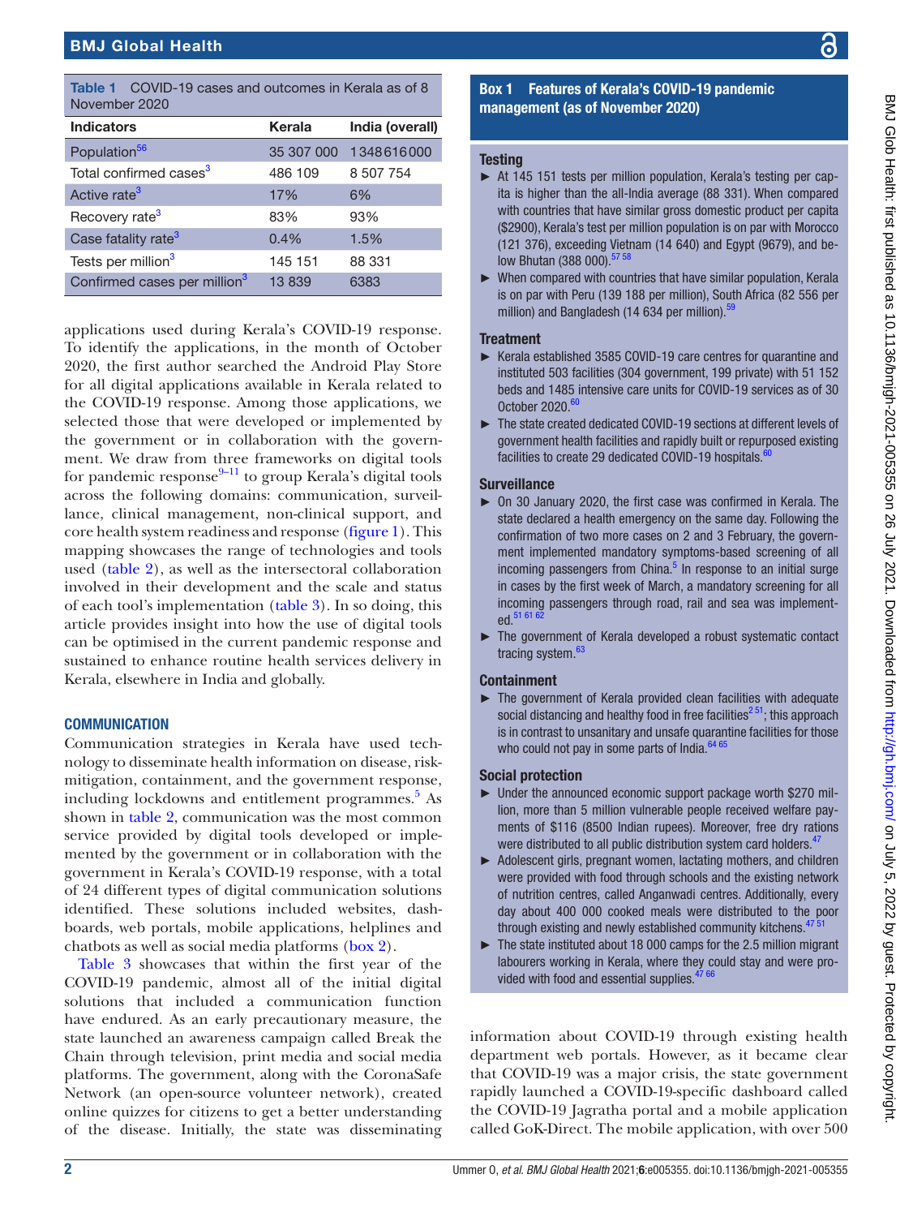Table 1 COVID-19 cases and outcomes in Kerala as of 8 November 2020

| Indicators | Kerala | India (overall) |
|---|---|---|
| Population[56] | 35 307 000 | 1348616000 |
| Total confirmed cases[3] | 486 109 | 8 507 754 |
| Active rate[3] | 17% | 6% |
| Recovery rate[3] | 83% | 93% |
| Case fatality rate[3] | 0.4% | 1.5% |
| Tests per million[3] | 145 151 | 88 331 |
| Confirmed cases per million[3] | 13 839 | 6383 |

applications used during Kerala's COVID-19 response. To identify the applications, in the month of October 2020, the first author searched the Android Play Store for all digital applications available in Kerala related to the COVID-19 response. Among those applications, we selected those that were developed or implemented by the government or in collaboration with the government. We draw from three frameworks on digital tools for pandemic response[9–11] to group Kerala's digital tools across the following domains: communication, surveillance, clinical management, non-clinical support, and core health system readiness and response (figure 1). This mapping showcases the range of technologies and tools used (table 2), as well as the intersectoral collaboration involved in their development and the scale and status of each tool's implementation (table 3). In so doing, this article provides insight into how the use of digital tools can be optimised in the current pandemic response and sustained to enhance routine health services delivery in Kerala, elsewhere in India and globally.

## COMMUNICATION

Communication strategies in Kerala have used technology to disseminate health information on disease, risk-mitigation, containment, and the government response, including lockdowns and entitlement programmes.[5] As shown in table 2, communication was the most common service provided by digital tools developed or implemented by the government or in collaboration with the government in Kerala's COVID-19 response, with a total of 24 different types of digital communication solutions identified. These solutions included websites, dashboards, web portals, mobile applications, helplines and chatbots as well as social media platforms (box 2).

Table 3 showcases that within the first year of the COVID-19 pandemic, almost all of the initial digital solutions that included a communication function have endured. As an early precautionary measure, the state launched an awareness campaign called Break the Chain through television, print media and social media platforms. The government, along with the CoronaSafe Network (an open-source volunteer network), created online quizzes for citizens to get a better understanding of the disease. Initially, the state was disseminating information about COVID-19 through existing health department web portals. However, as it became clear that COVID-19 was a major crisis, the state government rapidly launched a COVID-19-specific dashboard called the COVID-19 Jagratha portal and a mobile application called GoK-Direct. The mobile application, with over 500

**Box 1 Features of Kerala's COVID-19 pandemic management (as of November 2020)**

**Testing**

- At 145 151 tests per million population, Kerala's testing per capita is higher than the all-India average (88 331). When compared with countries that have similar gross domestic product per capita ($2900), Kerala's test per million population is on par with Morocco (121 376), exceeding Vietnam (14 640) and Egypt (9679), and below Bhutan (388 000).[57 58]
- When compared with countries that have similar population, Kerala is on par with Peru (139 188 per million), South Africa (82 556 per million) and Bangladesh (14 634 per million).[59]

**Treatment**

- Kerala established 3585 COVID-19 care centres for quarantine and instituted 503 facilities (304 government, 199 private) with 51 152 beds and 1485 intensive care units for COVID-19 services as of 30 October 2020.[60]
- The state created dedicated COVID-19 sections at different levels of government health facilities and rapidly built or repurposed existing facilities to create 29 dedicated COVID-19 hospitals.[60]

**Surveillance**

- On 30 January 2020, the first case was confirmed in Kerala. The state declared a health emergency on the same day. Following the confirmation of two more cases on 2 and 3 February, the government implemented mandatory symptoms-based screening of all incoming passengers from China.[5] In response to an initial surge in cases by the first week of March, a mandatory screening for all incoming passengers through road, rail and sea was implemented.[51 61 62]
- The government of Kerala developed a robust systematic contact tracing system.[63]

**Containment**

- The government of Kerala provided clean facilities with adequate social distancing and healthy food in free facilities[2 51]; this approach is in contrast to unsanitary and unsafe quarantine facilities for those who could not pay in some parts of India.[64 65]

**Social protection**

- Under the announced economic support package worth $270 million, more than 5 million vulnerable people received welfare payments of $116 (8500 Indian rupees). Moreover, free dry rations were distributed to all public distribution system card holders.[47]
- Adolescent girls, pregnant women, lactating mothers, and children were provided with food through schools and the existing network of nutrition centres, called Anganwadi centres. Additionally, every day about 400 000 cooked meals were distributed to the poor through existing and newly established community kitchens.[47 51]
- The state instituted about 18 000 camps for the 2.5 million migrant labourers working in Kerala, where they could stay and were provided with food and essential supplies.[47 66]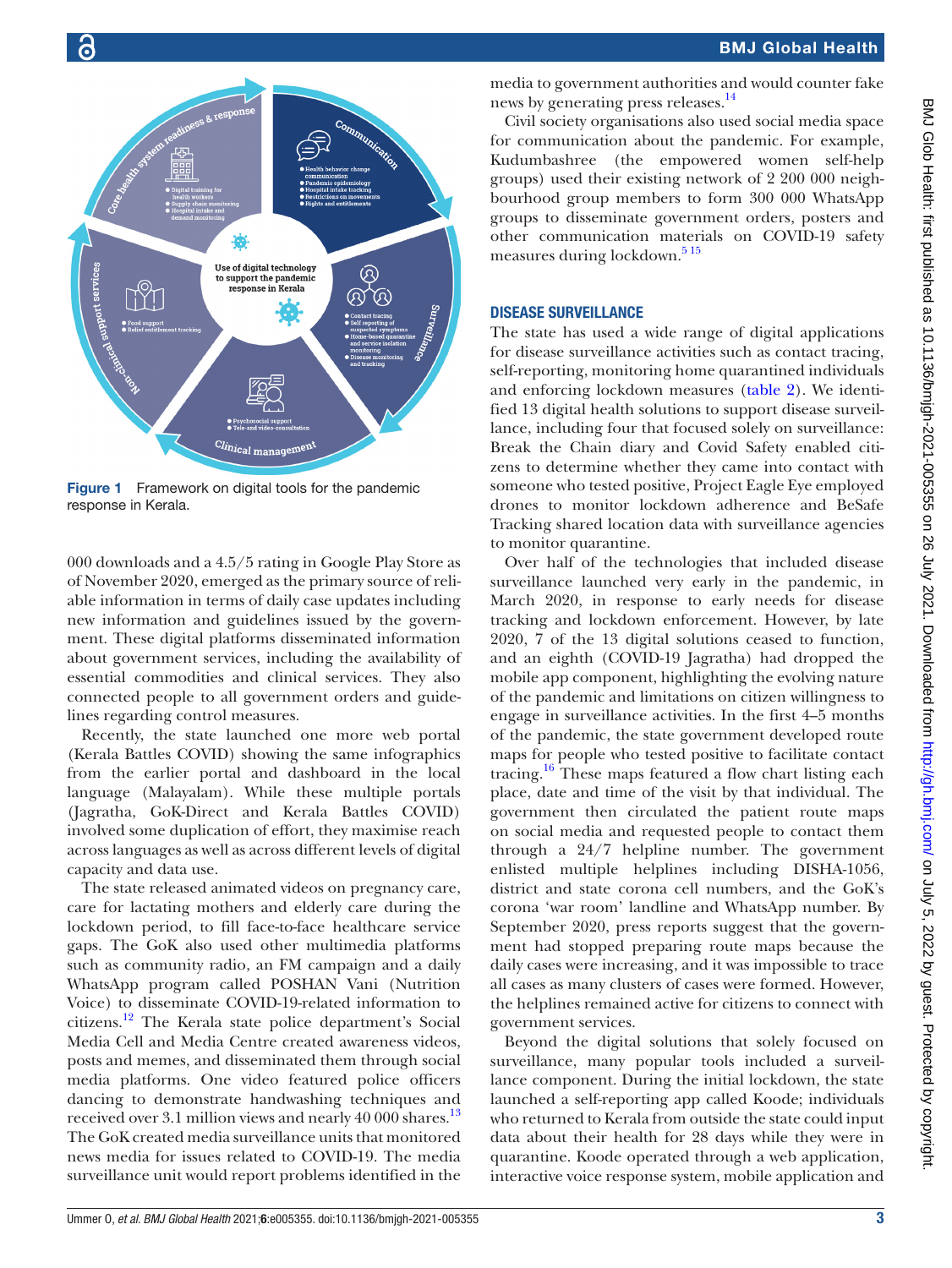Figure 1 Framework on digital tools for the pandemic response in Kerala.

000 downloads and a 4.5/5 rating in Google Play Store as of November 2020, emerged as the primary source of reliable information in terms of daily case updates including new information and guidelines issued by the government. These digital platforms disseminated information about government services, including the availability of essential commodities and clinical services. They also connected people to all government orders and guidelines regarding control measures.

Recently, the state launched one more web portal (Kerala Battles COVID) showing the same infographics from the earlier portal and dashboard in the local language (Malayalam). While these multiple portals (Jagratha, GoK-Direct and Kerala Battles COVID) involved some duplication of effort, they maximise reach across languages as well as across different levels of digital capacity and data use.

The state released animated videos on pregnancy care, care for lactating mothers and elderly care during the lockdown period, to fill face-to-face healthcare service gaps. The GoK also used other multimedia platforms such as community radio, an FM campaign and a daily WhatsApp program called POSHAN Vani (Nutrition Voice) to disseminate COVID-19-related information to citizens.[12] The Kerala state police department's Social Media Cell and Media Centre created awareness videos, posts and memes, and disseminated them through social media platforms. One video featured police officers dancing to demonstrate handwashing techniques and received over 3.1 million views and nearly 40 000 shares.[13] The GoK created media surveillance units that monitored news media for issues related to COVID-19. The media surveillance unit would report problems identified in the media to government authorities and would counter fake news by generating press releases.[14]

Civil society organisations also used social media space for communication about the pandemic. For example, Kudumbashree (the empowered women self-help groups) used their existing network of 2 200 000 neighbourhood group members to form 300 000 WhatsApp groups to disseminate government orders, posters and other communication materials on COVID-19 safety measures during lockdown.[5,15]

## DISEASE SURVEILLANCE

The state has used a wide range of digital applications for disease surveillance activities such as contact tracing, self-reporting, monitoring home quarantined individuals and enforcing lockdown measures (table 2). We identified 13 digital health solutions to support disease surveillance, including four that focused solely on surveillance: Break the Chain diary and Covid Safety enabled citizens to determine whether they came into contact with someone who tested positive, Project Eagle Eye employed drones to monitor lockdown adherence and BeSafe Tracking shared location data with surveillance agencies to monitor quarantine.

Over half of the technologies that included disease surveillance launched very early in the pandemic, in March 2020, in response to early needs for disease tracking and lockdown enforcement. However, by late 2020, 7 of the 13 digital solutions ceased to function, and an eighth (COVID-19 Jagratha) had dropped the mobile app component, highlighting the evolving nature of the pandemic and limitations on citizen willingness to engage in surveillance activities. In the first 4–5 months of the pandemic, the state government developed route maps for people who tested positive to facilitate contact tracing.[16] These maps featured a flow chart listing each place, date and time of the visit by that individual. The government then circulated the patient route maps on social media and requested people to contact them through a 24/7 helpline number. The government enlisted multiple helplines including DISHA-1056, district and state corona cell numbers, and the GoK's corona 'war room' landline and WhatsApp number. By September 2020, press reports suggest that the government had stopped preparing route maps because the daily cases were increasing, and it was impossible to trace all cases as many clusters of cases were formed. However, the helplines remained active for citizens to connect with government services.

Beyond the digital solutions that solely focused on surveillance, many popular tools included a surveillance component. During the initial lockdown, the state launched a self-reporting app called Koode; individuals who returned to Kerala from outside the state could input data about their health for 28 days while they were in quarantine. Koode operated through a web application, interactive voice response system, mobile application and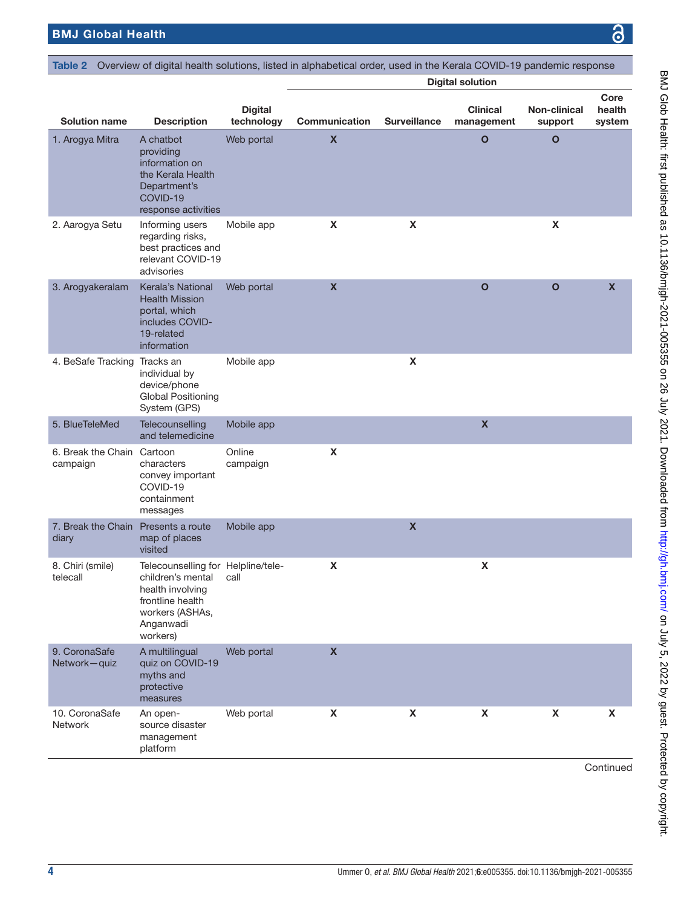**Table 2** Overview of digital health solutions, listed in alphabetical order, used in the Kerala COVID-19 pandemic response

| | | | Digital solution | | | | |
|---|---|---|---|---|---|---|---|
| **Solution name** | **Description** | **Digital technology** | **Communication** | **Surveillance** | **Clinical management** | **Non-clinical support** | **Core health system** |
| 1. Arogya Mitra | A chatbot providing information on the Kerala Health Department's COVID-19 response activities | Web portal | X | | O | O | |
| 2. Aarogya Setu | Informing users regarding risks, best practices and relevant COVID-19 advisories | Mobile app | X | X | | X | |
| 3. Arogyakeralam | Kerala's National Health Mission portal, which includes COVID-19-related information | Web portal | X | | O | O | X |
| 4. BeSafe Tracking | Tracks an individual by device/phone Global Positioning System (GPS) | Mobile app | | X | | | |
| 5. BlueTeleMed | Telecounselling and telemedicine | Mobile app | | | X | | |
| 6. Break the Chain campaign | Cartoon characters convey important COVID-19 containment messages | Online campaign | X | | | | |
| 7. Break the Chain diary | Presents a route map of places visited | Mobile app | | X | | | |
| 8. Chiri (smile) telecall | Telecounselling for children's mental health involving frontline health workers (ASHAs, Anganwadi workers) | Helpline/tele-call | X | | X | | |
| 9. CoronaSafe Network—quiz | A multilingual quiz on COVID-19 myths and protective measures | Web portal | X | | | | |
| 10. CoronaSafe Network | An open-source disaster management platform | Web portal | X | X | X | X | X |

Continued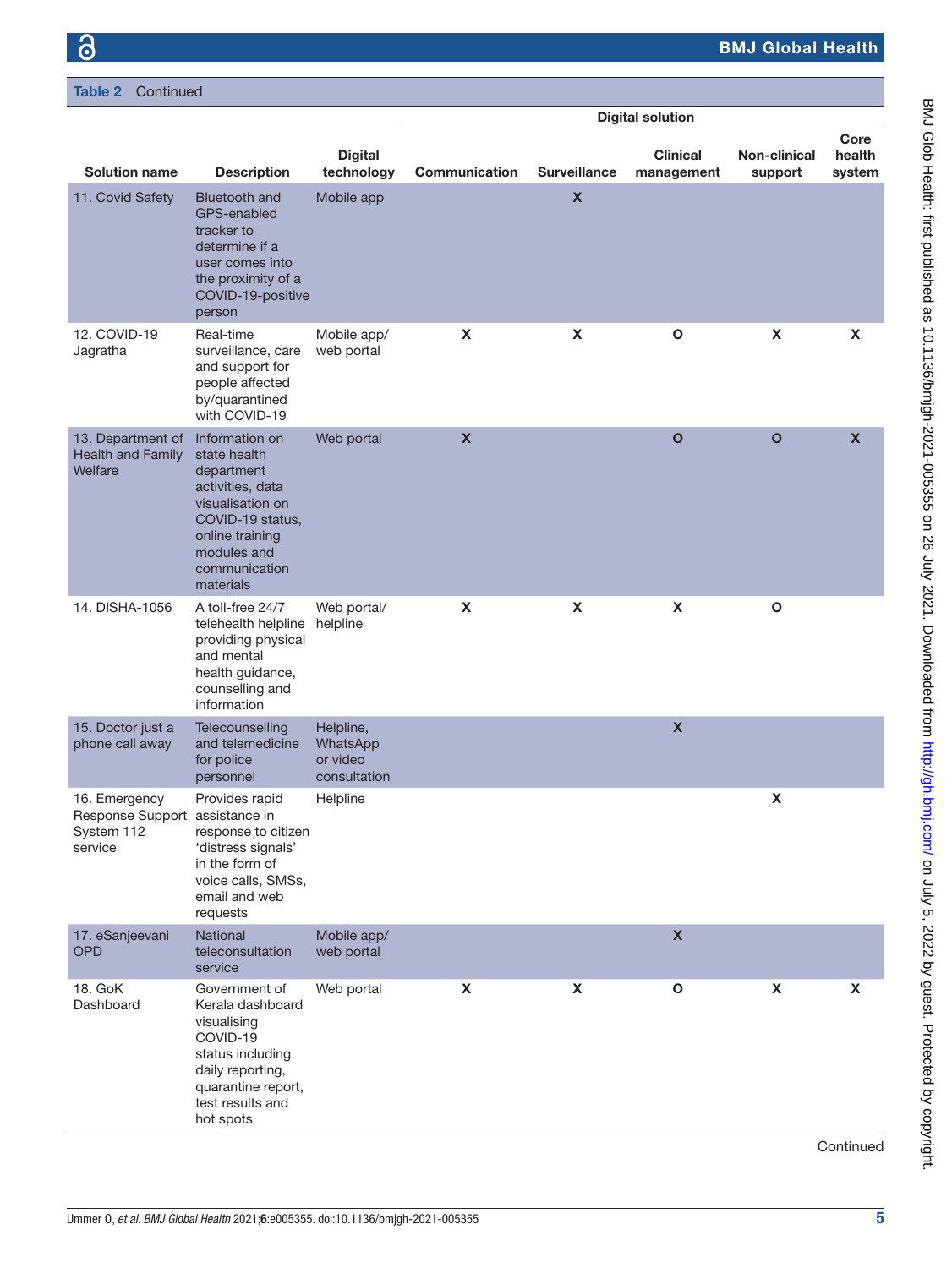**Table 2** Continued

| Solution name | Description | Digital technology | Digital solution | | | | |
|---|---|---|---|---|---|---|---|
| | | | Communication | Surveillance | Clinical management | Non-clinical support | Core health system |
| 11. Covid Safety | Bluetooth and GPS-enabled tracker to determine if a user comes into the proximity of a COVID-19-positive person | Mobile app | | X | | | |
| 12. COVID-19 Jagratha | Real-time surveillance, care and support for people affected by/quarantined with COVID-19 | Mobile app/ web portal | X | X | O | X | X |
| 13. Department of Health and Family Welfare | Information on state health department activities, data visualisation on COVID-19 status, online training modules and communication materials | Web portal | X | | O | O | X |
| 14. DISHA-1056 | A toll-free 24/7 telehealth helpline providing physical and mental health guidance, counselling and information | Web portal/ helpline | X | X | X | O | |
| 15. Doctor just a phone call away | Telecounselling and telemedicine for police personnel | Helpline, WhatsApp or video consultation | | | X | | |
| 16. Emergency Response Support System 112 service | Provides rapid assistance in response to citizen 'distress signals' in the form of voice calls, SMSs, email and web requests | Helpline | | | | X | |
| 17. eSanjeevani OPD | National teleconsultation service | Mobile app/ web portal | | | X | | |
| 18. GoK Dashboard | Government of Kerala dashboard visualising COVID-19 status including daily reporting, quarantine report, test results and hot spots | Web portal | X | X | O | X | X |

Continued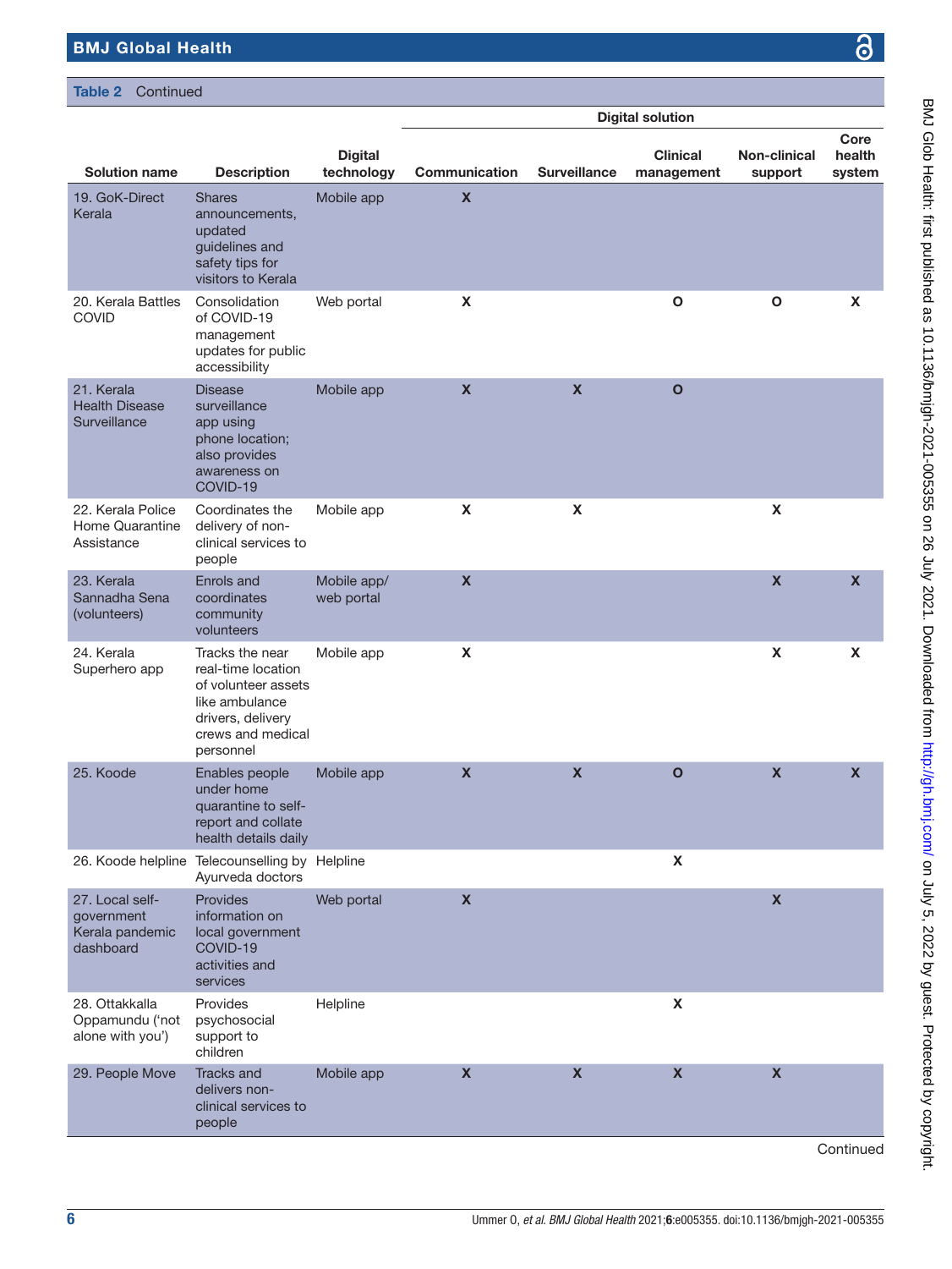**Table 2** Continued

| Solution name | Description | Digital technology | Digital solution | | | | |
|---|---|---|---|---|---|---|---|
| | | | Communication | Surveillance | Clinical management | Non-clinical support | Core health system |
| 19. GoK-Direct Kerala | Shares announcements, updated guidelines and safety tips for visitors to Kerala | Mobile app | X | | | | |
| 20. Kerala Battles COVID | Consolidation of COVID-19 management updates for public accessibility | Web portal | X | | O | O | X |
| 21. Kerala Health Disease Surveillance | Disease surveillance app using phone location; also provides awareness on COVID-19 | Mobile app | X | X | O | | |
| 22. Kerala Police Home Quarantine Assistance | Coordinates the delivery of non-clinical services to people | Mobile app | X | X | | X | |
| 23. Kerala Sannadha Sena (volunteers) | Enrols and coordinates community volunteers | Mobile app/ web portal | X | | | X | X |
| 24. Kerala Superhero app | Tracks the near real-time location of volunteer assets like ambulance drivers, delivery crews and medical personnel | Mobile app | X | | | X | X |
| 25. Koode | Enables people under home quarantine to self-report and collate health details daily | Mobile app | X | X | O | X | X |
| 26. Koode helpline | Telecounselling by Ayurveda doctors | Helpline | | | X | | |
| 27. Local self-government Kerala pandemic dashboard | Provides information on local government COVID-19 activities and services | Web portal | X | | | X | |
| 28. Ottakkalla Oppamundu ('not alone with you') | Provides psychosocial support to children | Helpline | | | X | | |
| 29. People Move | Tracks and delivers non-clinical services to people | Mobile app | X | X | X | X | |

Continued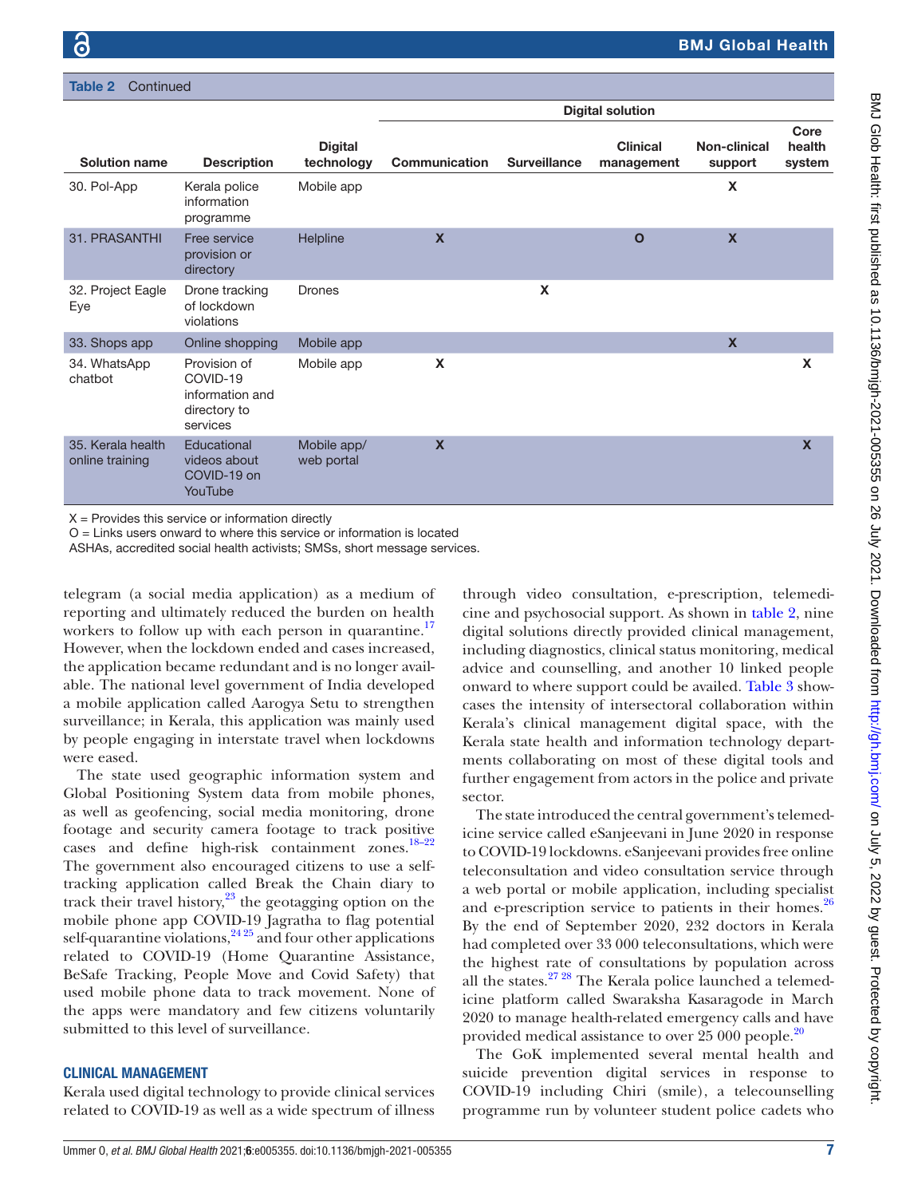**Table 2** Continued

| Solution name | Description | Digital technology | Digital solution | | | | |
|---|---|---|---|---|---|---|---|
| | | | Communication | Surveillance | Clinical management | Non-clinical support | Core health system |
| 30. Pol-App | Kerala police information programme | Mobile app | | | | X | |
| 31. PRASANTHI | Free service provision or directory | Helpline | X | | O | X | |
| 32. Project Eagle Eye | Drone tracking of lockdown violations | Drones | | X | | | |
| 33. Shops app | Online shopping | Mobile app | | | | X | |
| 34. WhatsApp chatbot | Provision of COVID-19 information and directory to services | Mobile app | X | | | | X |
| 35. Kerala health online training | Educational videos about COVID-19 on YouTube | Mobile app/ web portal | X | | | | X |

X = Provides this service or information directly
O = Links users onward to where this service or information is located
ASHAs, accredited social health activists; SMSs, short message services.

telegram (a social media application) as a medium of reporting and ultimately reduced the burden on health workers to follow up with each person in quarantine.[17] However, when the lockdown ended and cases increased, the application became redundant and is no longer available. The national level government of India developed a mobile application called Aarogya Setu to strengthen surveillance; in Kerala, this application was mainly used by people engaging in interstate travel when lockdowns were eased.

The state used geographic information system and Global Positioning System data from mobile phones, as well as geofencing, social media monitoring, drone footage and security camera footage to track positive cases and define high-risk containment zones.[18–22] The government also encouraged citizens to use a self-tracking application called Break the Chain diary to track their travel history,[23] the geotagging option on the mobile phone app COVID-19 Jagratha to flag potential self-quarantine violations,[24 25] and four other applications related to COVID-19 (Home Quarantine Assistance, BeSafe Tracking, People Move and Covid Safety) that used mobile phone data to track movement. None of the apps were mandatory and few citizens voluntarily submitted to this level of surveillance.

## CLINICAL MANAGEMENT

Kerala used digital technology to provide clinical services related to COVID-19 as well as a wide spectrum of illness through video consultation, e-prescription, telemedicine and psychosocial support. As shown in table 2, nine digital solutions directly provided clinical management, including diagnostics, clinical status monitoring, medical advice and counselling, and another 10 linked people onward to where support could be availed. Table 3 showcases the intensity of intersectoral collaboration within Kerala's clinical management digital space, with the Kerala state health and information technology departments collaborating on most of these digital tools and further engagement from actors in the police and private sector.

The state introduced the central government's telemedicine service called eSanjeevani in June 2020 in response to COVID-19 lockdowns. eSanjeevani provides free online teleconsultation and video consultation service through a web portal or mobile application, including specialist and e-prescription service to patients in their homes.[26] By the end of September 2020, 232 doctors in Kerala had completed over 33 000 teleconsultations, which were the highest rate of consultations by population across all the states.[27 28] The Kerala police launched a telemedicine platform called Swaraksha Kasaragode in March 2020 to manage health-related emergency calls and have provided medical assistance to over 25 000 people.[20]

The GoK implemented several mental health and suicide prevention digital services in response to COVID-19 including Chiri (smile), a telecounselling programme run by volunteer student police cadets who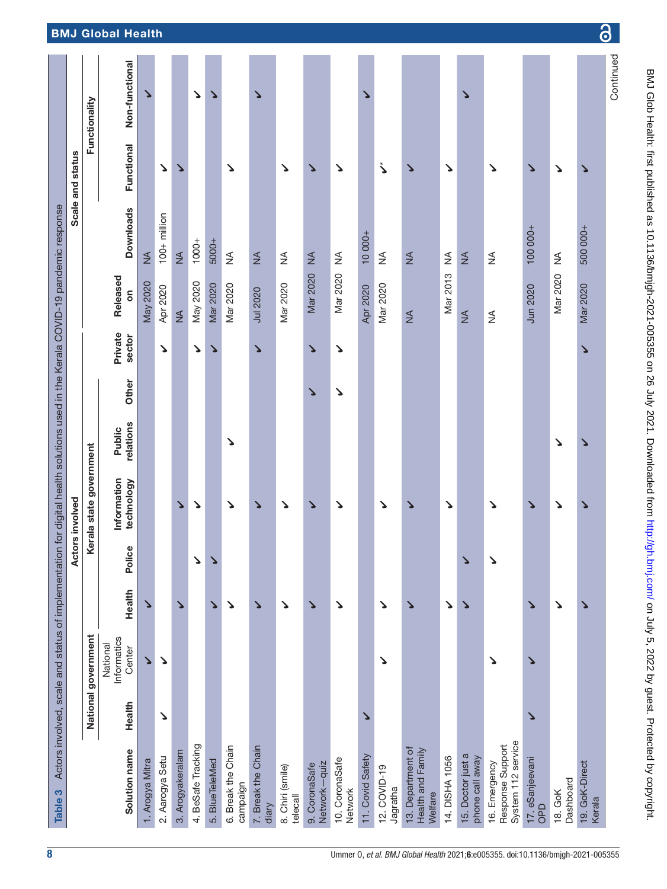**Table 3** Actors involved, scale and status of implementation for digital health solutions used in the Kerala COVID-19 pandemic response

| Solution name | Actors involved | | | | | | | | Scale and status | | | |
|---|---|---|---|---|---|---|---|---|---|---|---|---|
| | National government | | Kerala state government | | | | | | | | Functionality | |
| | Health | National Informatics Center | Health | Police | Information technology | Public relations | Other | Private sector | Released on | Downloads | Functional | Non-functional |
| 1. Arogya Mitra | | ✓ | ✓ | | | | | | May 2020 | NA | | ✓ |
| 2. Aarogya Setu | ✓ | ✓ | | | | | | ✓ | Apr 2020 | 100+ million | ✓ | |
| 3. Arogyakeralam | | | ✓ | | ✓ | | | | NA | NA | ✓ | |
| 4. BeSafe Tracking | | | | ✓ | ✓ | | | ✓ | May 2020 | 1000+ | | ✓ |
| 5. BlueTeleMed | | | ✓ | ✓ | | | | ✓ | Mar 2020 | 5000+ | | ✓ |
| 6. Break the Chain campaign | | | ✓ | | ✓ | ✓ | | | Mar 2020 | NA | ✓ | |
| 7. Break the Chain diary | | | ✓ | | ✓ | | | ✓ | Jul 2020 | NA | | ✓ |
| 8. Chiri (smile) telecall | | | ✓ | | ✓ | | | | Mar 2020 | NA | ✓ | |
| 9. CoronaSafe Network—quiz | | | ✓ | | ✓ | | ✓ | ✓ | Mar 2020 | NA | ✓ | |
| 10. CoronaSafe Network | | | ✓ | | ✓ | | ✓ | ✓ | Mar 2020 | NA | ✓ | |
| 11. Covid Safety | ✓ | | | | | | | | Apr 2020 | 10 000+ | | ✓ |
| 12. COVID-19 Jagratha | | ✓ | ✓ | | ✓ | | | | Mar 2020 | NA | ✓* | |
| 13. Department of Health and Family Welfare | | | ✓ | | ✓ | | | | NA | NA | ✓ | |
| 14. DISHA 1056 | | | ✓ | | ✓ | | | | Mar 2013 | NA | ✓ | |
| 15. Doctor just a phone call away | | | ✓ | ✓ | | | | | NA | NA | | ✓ |
| 16. Emergency Response Support System 112 service | | ✓ | | ✓ | ✓ | | | | NA | NA | ✓ | |
| 17. eSanjeevani OPD | ✓ | ✓ | ✓ | | ✓ | | | | Jun 2020 | 100 000+ | ✓ | |
| 18. GoK Dashboard | | | ✓ | | ✓ | ✓ | | | Mar 2020 | NA | ✓ | |
| 19. GoK-Direct Kerala | | | ✓ | | ✓ | ✓ | | ✓ | Mar 2020 | 500 000+ | ✓ | |

Continued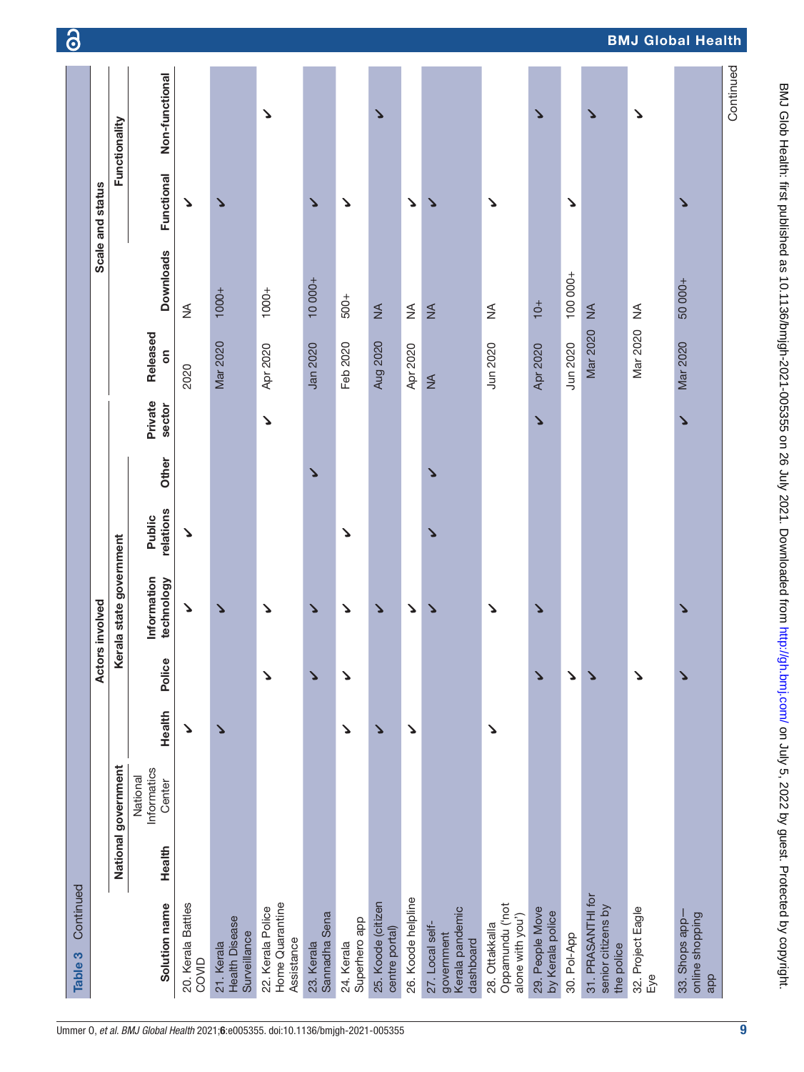**Table 3** Continued

| Solution name | Actors involved | | | | | | | | Scale and status | | | |
|---|---|---|---|---|---|---|---|---|---|---|---|---|
| | National government | | Kerala state government | | | | | | | | Functionality | |
| | Health | National Informatics Center | Health | Police | Information technology | Public relations | Other | Private sector | Released on | Downloads | Functional | Non-functional |
| 20. Kerala Battles COVID | | | ✓ | | ✓ | ✓ | | | 2020 | NA | ✓ | |
| 21. Kerala Health Disease Surveillance | | | ✓ | | ✓ | | | | Mar 2020 | 1000+ | ✓ | |
| 22. Kerala Police Home Quarantine Assistance | | | | ✓ | ✓ | | | ✓ | Apr 2020 | 1000+ | | ✓ |
| 23. Kerala Sannadha Sena | | | | ✓ | ✓ | | ✓ | | Jan 2020 | 10 000+ | ✓ | |
| 24. Kerala Superhero app | | | ✓ | ✓ | ✓ | ✓ | | | Feb 2020 | 500+ | ✓ | |
| 25. Koode (citizen centre portal) | | | ✓ | | ✓ | | | | Aug 2020 | NA | | ✓ |
| 26. Koode helpline | | | ✓ | | ✓ | | | | Apr 2020 | NA | ✓ | |
| 27. Local self-government Kerala pandemic dashboard | | | | | ✓ | ✓ | ✓ | | NA | NA | ✓ | |
| 28. Ottakkalla Oppamundu ('not alone with you') | | | ✓ | | ✓ | | | | Jun 2020 | NA | ✓ | |
| 29. People Move by Kerala police | | | | ✓ | ✓ | | | ✓ | Apr 2020 | 10+ | | ✓ |
| 30. Pol-App | | | | ✓ | | | | | Jun 2020 | 100 000+ | ✓ | |
| 31. PRASANTHI for senior citizens by the police | | | | ✓ | | | | | Mar 2020 | NA | | ✓ |
| 32. Project Eagle Eye | | | | ✓ | | | | | Mar 2020 | NA | | ✓ |
| 33. Shops app—online shopping app | | | | ✓ | ✓ | | | ✓ | Mar 2020 | 50 000+ | ✓ | |

Continued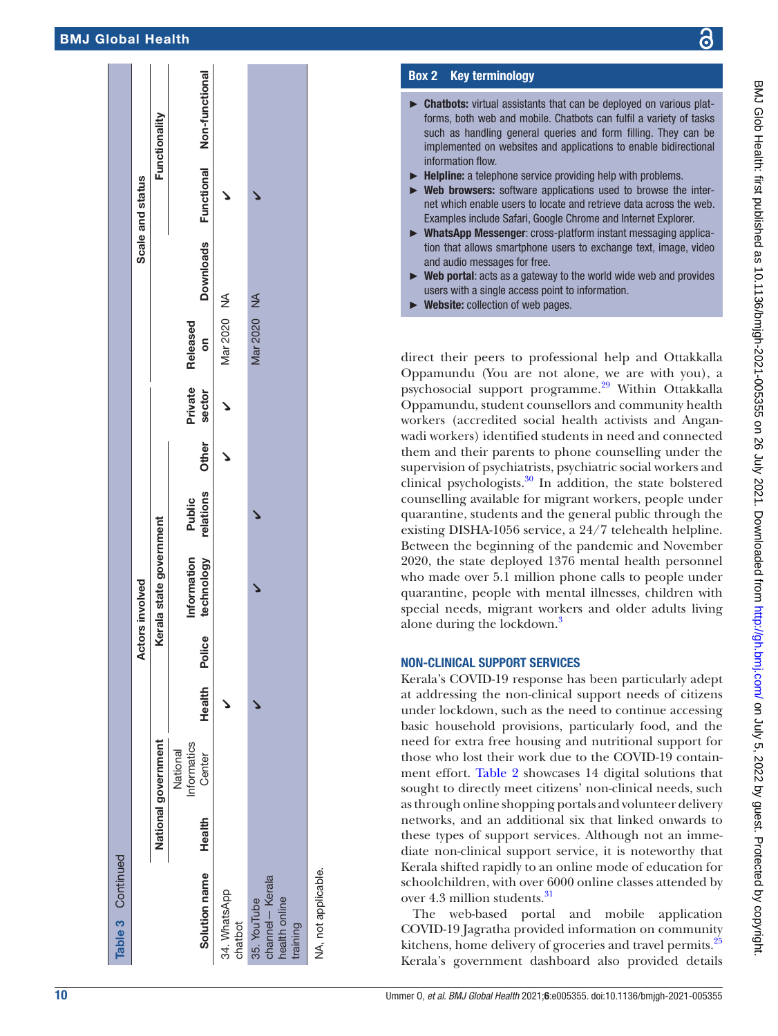**Table 3** Continued

| Solution name | Actors involved | | | | | | | | Scale and status | | | |
|---|---|---|---|---|---|---|---|---|---|---|---|---|
| | National government | | Kerala state government | | | | | | | | Functionality | |
| | Health | National Informatics Center | Health | Police | Information technology | Public relations | Other | Private sector | Released on | Downloads | Functional | Non-functional |
| 34. WhatsApp chatbot | | | ✓ | | | | ✓ | ✓ | Mar 2020 | NA | ✓ | |
| 35. YouTube channel – Kerala health online training | | | ✓ | | ✓ | ✓ | | | Mar 2020 | NA | ✓ | |

NA, not applicable.

**Box 2 Key terminology**

- **Chatbots:** virtual assistants that can be deployed on various platforms, both web and mobile. Chatbots can fulfil a variety of tasks such as handling general queries and form filling. They can be implemented on websites and applications to enable bidirectional information flow.
- **Helpline:** a telephone service providing help with problems.
- **Web browsers:** software applications used to browse the internet which enable users to locate and retrieve data across the web. Examples include Safari, Google Chrome and Internet Explorer.
- **WhatsApp Messenger**: cross-platform instant messaging application that allows smartphone users to exchange text, image, video and audio messages for free.
- **Web portal**: acts as a gateway to the world wide web and provides users with a single access point to information.
- **Website:** collection of web pages.

direct their peers to professional help and Ottakkalla Oppamundu (You are not alone, we are with you), a psychosocial support programme.[29] Within Ottakkalla Oppamundu, student counsellors and community health workers (accredited social health activists and Anganwadi workers) identified students in need and connected them and their parents to phone counselling under the supervision of psychiatrists, psychiatric social workers and clinical psychologists.[30] In addition, the state bolstered counselling available for migrant workers, people under quarantine, students and the general public through the existing DISHA-1056 service, a 24/7 telehealth helpline. Between the beginning of the pandemic and November 2020, the state deployed 1376 mental health personnel who made over 5.1 million phone calls to people under quarantine, people with mental illnesses, children with special needs, migrant workers and older adults living alone during the lockdown.[3]

### NON-CLINICAL SUPPORT SERVICES

Kerala's COVID-19 response has been particularly adept at addressing the non-clinical support needs of citizens under lockdown, such as the need to continue accessing basic household provisions, particularly food, and the need for extra free housing and nutritional support for those who lost their work due to the COVID-19 containment effort. Table 2 showcases 14 digital solutions that sought to directly meet citizens' non-clinical needs, such as through online shopping portals and volunteer delivery networks, and an additional six that linked onwards to these types of support services. Although not an immediate non-clinical support service, it is noteworthy that Kerala shifted rapidly to an online mode of education for schoolchildren, with over 6000 online classes attended by over 4.3 million students.[31]

The web-based portal and mobile application COVID-19 Jagratha provided information on community kitchens, home delivery of groceries and travel permits.[25] Kerala's government dashboard also provided details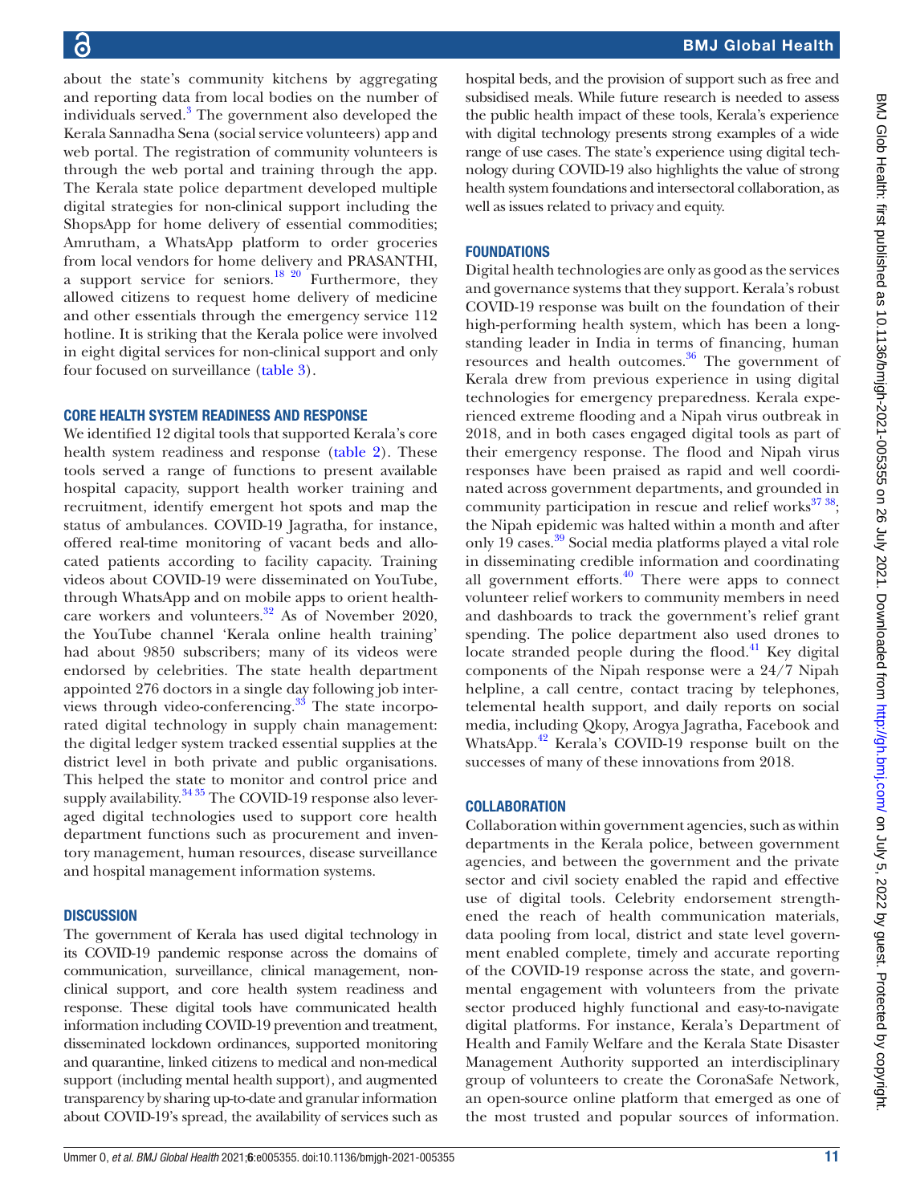about the state's community kitchens by aggregating and reporting data from local bodies on the number of individuals served.[3] The government also developed the Kerala Sannadha Sena (social service volunteers) app and web portal. The registration of community volunteers is through the web portal and training through the app. The Kerala state police department developed multiple digital strategies for non-clinical support including the ShopsApp for home delivery of essential commodities; Amrutham, a WhatsApp platform to order groceries from local vendors for home delivery and PRASANTHI, a support service for seniors.[18 20] Furthermore, they allowed citizens to request home delivery of medicine and other essentials through the emergency service 112 hotline. It is striking that the Kerala police were involved in eight digital services for non-clinical support and only four focused on surveillance (table 3).

## CORE HEALTH SYSTEM READINESS AND RESPONSE

We identified 12 digital tools that supported Kerala's core health system readiness and response (table 2). These tools served a range of functions to present available hospital capacity, support health worker training and recruitment, identify emergent hot spots and map the status of ambulances. COVID-19 Jagratha, for instance, offered real-time monitoring of vacant beds and allocated patients according to facility capacity. Training videos about COVID-19 were disseminated on YouTube, through WhatsApp and on mobile apps to orient healthcare workers and volunteers.[32] As of November 2020, the YouTube channel 'Kerala online health training' had about 9850 subscribers; many of its videos were endorsed by celebrities. The state health department appointed 276 doctors in a single day following job interviews through video-conferencing.[33] The state incorporated digital technology in supply chain management: the digital ledger system tracked essential supplies at the district level in both private and public organisations. This helped the state to monitor and control price and supply availability.[34 35] The COVID-19 response also leveraged digital technologies used to support core health department functions such as procurement and inventory management, human resources, disease surveillance and hospital management information systems.

## DISCUSSION

The government of Kerala has used digital technology in its COVID-19 pandemic response across the domains of communication, surveillance, clinical management, non-clinical support, and core health system readiness and response. These digital tools have communicated health information including COVID-19 prevention and treatment, disseminated lockdown ordinances, supported monitoring and quarantine, linked citizens to medical and non-medical support (including mental health support), and augmented transparency by sharing up-to-date and granular information about COVID-19's spread, the availability of services such as hospital beds, and the provision of support such as free and subsidised meals. While future research is needed to assess the public health impact of these tools, Kerala's experience with digital technology presents strong examples of a wide range of use cases. The state's experience using digital technology during COVID-19 also highlights the value of strong health system foundations and intersectoral collaboration, as well as issues related to privacy and equity.

## FOUNDATIONS

Digital health technologies are only as good as the services and governance systems that they support. Kerala's robust COVID-19 response was built on the foundation of their high-performing health system, which has been a long-standing leader in India in terms of financing, human resources and health outcomes.[36] The government of Kerala drew from previous experience in using digital technologies for emergency preparedness. Kerala experienced extreme flooding and a Nipah virus outbreak in 2018, and in both cases engaged digital tools as part of their emergency response. The flood and Nipah virus responses have been praised as rapid and well coordinated across government departments, and grounded in community participation in rescue and relief works[37 38]; the Nipah epidemic was halted within a month and after only 19 cases.[39] Social media platforms played a vital role in disseminating credible information and coordinating all government efforts.[40] There were apps to connect volunteer relief workers to community members in need and dashboards to track the government's relief grant spending. The police department also used drones to locate stranded people during the flood.[41] Key digital components of the Nipah response were a 24/7 Nipah helpline, a call centre, contact tracing by telephones, telemental health support, and daily reports on social media, including Qkopy, Arogya Jagratha, Facebook and WhatsApp.[42] Kerala's COVID-19 response built on the successes of many of these innovations from 2018.

## COLLABORATION

Collaboration within government agencies, such as within departments in the Kerala police, between government agencies, and between the government and the private sector and civil society enabled the rapid and effective use of digital tools. Celebrity endorsement strengthened the reach of health communication materials, data pooling from local, district and state level government enabled complete, timely and accurate reporting of the COVID-19 response across the state, and governmental engagement with volunteers from the private sector produced highly functional and easy-to-navigate digital platforms. For instance, Kerala's Department of Health and Family Welfare and the Kerala State Disaster Management Authority supported an interdisciplinary group of volunteers to create the CoronaSafe Network, an open-source online platform that emerged as one of the most trusted and popular sources of information.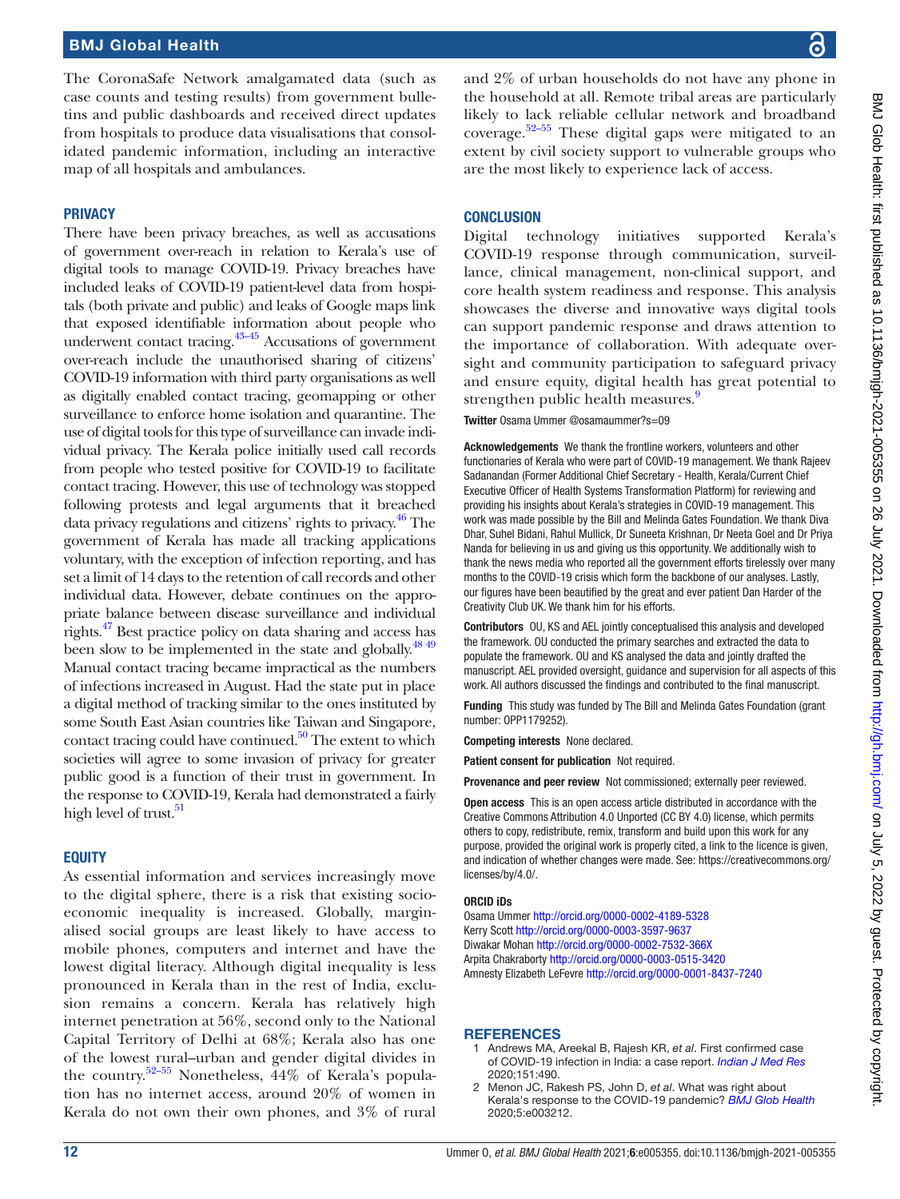The CoronaSafe Network amalgamated data (such as case counts and testing results) from government bulletins and public dashboards and received direct updates from hospitals to produce data visualisations that consolidated pandemic information, including an interactive map of all hospitals and ambulances.

## PRIVACY

There have been privacy breaches, as well as accusations of government over-reach in relation to Kerala's use of digital tools to manage COVID-19. Privacy breaches have included leaks of COVID-19 patient-level data from hospitals (both private and public) and leaks of Google maps link that exposed identifiable information about people who underwent contact tracing.[43–45] Accusations of government over-reach include the unauthorised sharing of citizens' COVID-19 information with third party organisations as well as digitally enabled contact tracing, geomapping or other surveillance to enforce home isolation and quarantine. The use of digital tools for this type of surveillance can invade individual privacy. The Kerala police initially used call records from people who tested positive for COVID-19 to facilitate contact tracing. However, this use of technology was stopped following protests and legal arguments that it breached data privacy regulations and citizens' rights to privacy.[46] The government of Kerala has made all tracking applications voluntary, with the exception of infection reporting, and has set a limit of 14 days to the retention of call records and other individual data. However, debate continues on the appropriate balance between disease surveillance and individual rights.[47] Best practice policy on data sharing and access has been slow to be implemented in the state and globally.[48 49] Manual contact tracing became impractical as the numbers of infections increased in August. Had the state put in place a digital method of tracking similar to the ones instituted by some South East Asian countries like Taiwan and Singapore, contact tracing could have continued.[50] The extent to which societies will agree to some invasion of privacy for greater public good is a function of their trust in government. In the response to COVID-19, Kerala had demonstrated a fairly high level of trust.[51]

## EQUITY

As essential information and services increasingly move to the digital sphere, there is a risk that existing socioeconomic inequality is increased. Globally, marginalised social groups are least likely to have access to mobile phones, computers and internet and have the lowest digital literacy. Although digital inequality is less pronounced in Kerala than in the rest of India, exclusion remains a concern. Kerala has relatively high internet penetration at 56%, second only to the National Capital Territory of Delhi at 68%; Kerala also has one of the lowest rural–urban and gender digital divides in the country.[52–55] Nonetheless, 44% of Kerala's population has no internet access, around 20% of women in Kerala do not own their own phones, and 3% of rural and 2% of urban households do not have any phone in the household at all. Remote tribal areas are particularly likely to lack reliable cellular network and broadband coverage.[52–55] These digital gaps were mitigated to an extent by civil society support to vulnerable groups who are the most likely to experience lack of access.

## CONCLUSION

Digital technology initiatives supported Kerala's COVID-19 response through communication, surveillance, clinical management, non-clinical support, and core health system readiness and response. This analysis showcases the diverse and innovative ways digital tools can support pandemic response and draws attention to the importance of collaboration. With adequate oversight and community participation to safeguard privacy and ensure equity, digital health has great potential to strengthen public health measures.[9]

**Twitter** Osama Ummer @osamaummer?s=09

**Acknowledgements** We thank the frontline workers, volunteers and other functionaries of Kerala who were part of COVID-19 management. We thank Rajeev Sadanandan (Former Additional Chief Secretary - Health, Kerala/Current Chief Executive Officer of Health Systems Transformation Platform) for reviewing and providing his insights about Kerala's strategies in COVID-19 management. This work was made possible by the Bill and Melinda Gates Foundation. We thank Diva Dhar, Suhel Bidani, Rahul Mullick, Dr Suneeta Krishnan, Dr Neeta Goel and Dr Priya Nanda for believing in us and giving us this opportunity. We additionally wish to thank the news media who reported all the government efforts tirelessly over many months to the COVID-19 crisis which form the backbone of our analyses. Lastly, our figures have been beautified by the great and ever patient Dan Harder of the Creativity Club UK. We thank him for his efforts.

**Contributors** OU, KS and AEL jointly conceptualised this analysis and developed the framework. OU conducted the primary searches and extracted the data to populate the framework. OU and KS analysed the data and jointly drafted the manuscript. AEL provided oversight, guidance and supervision for all aspects of this work. All authors discussed the findings and contributed to the final manuscript.

**Funding** This study was funded by The Bill and Melinda Gates Foundation (grant number: OPP1179252).

**Competing interests** None declared.

**Patient consent for publication** Not required.

**Provenance and peer review** Not commissioned; externally peer reviewed.

**Open access** This is an open access article distributed in accordance with the Creative Commons Attribution 4.0 Unported (CC BY 4.0) license, which permits others to copy, redistribute, remix, transform and build upon this work for any purpose, provided the original work is properly cited, a link to the licence is given, and indication of whether changes were made. See: https://creativecommons.org/licenses/by/4.0/.

**ORCID iDs**

Osama Ummer http://orcid.org/0000-0002-4189-5328
Kerry Scott http://orcid.org/0000-0003-3597-9637
Diwakar Mohan http://orcid.org/0000-0002-7532-366X
Arpita Chakraborty http://orcid.org/0000-0003-0515-3420
Amnesty Elizabeth LeFevre http://orcid.org/0000-0001-8437-7240

## REFERENCES

1. Andrews MA, Areekal B, Rajesh KR, *et al*. First confirmed case of COVID-19 infection in India: a case report. *Indian J Med Res* 2020;151:490.
2. Menon JC, Rakesh PS, John D, *et al*. What was right about Kerala's response to the COVID-19 pandemic? *BMJ Glob Health* 2020;5:e003212.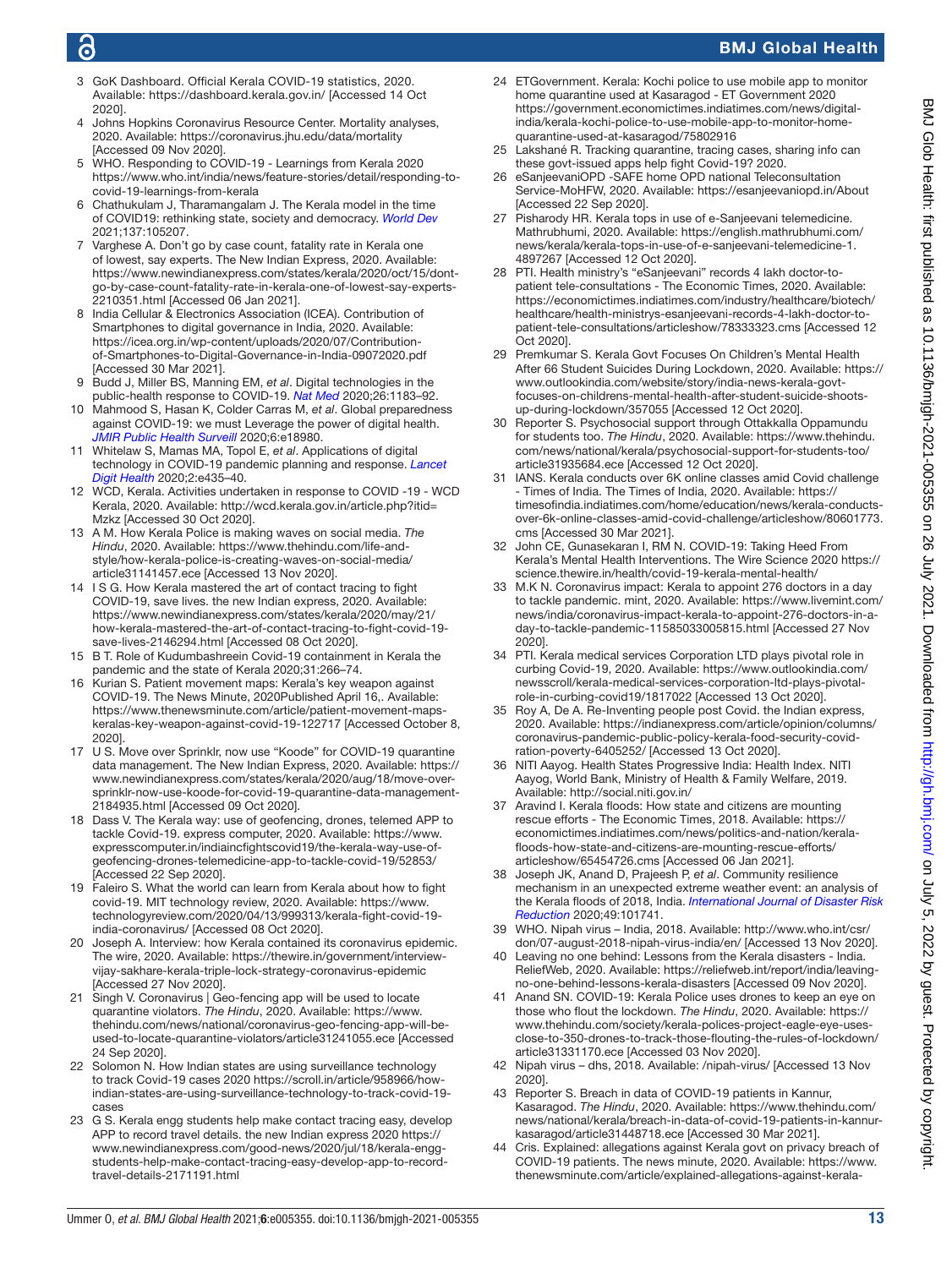3 GoK Dashboard. Official Kerala COVID-19 statistics, 2020. Available: https://dashboard.kerala.gov.in/ [Accessed 14 Oct 2020].
4 Johns Hopkins Coronavirus Resource Center. Mortality analyses, 2020. Available: https://coronavirus.jhu.edu/data/mortality [Accessed 09 Nov 2020].
5 WHO. Responding to COVID-19 - Learnings from Kerala 2020 https://www.who.int/india/news/feature-stories/detail/responding-to-covid-19-learnings-from-kerala
6 Chathukulam J, Tharamangalam J. The Kerala model in the time of COVID19: rethinking state, society and democracy. *World Dev* 2021;137:105207.
7 Varghese A. Don't go by case count, fatality rate in Kerala one of lowest, say experts. The New Indian Express, 2020. Available: https://www.newindianexpress.com/states/kerala/2020/oct/15/dont-go-by-case-count-fatality-rate-in-kerala-one-of-lowest-say-experts-2210351.html [Accessed 06 Jan 2021].
8 India Cellular & Electronics Association (ICEA). Contribution of Smartphones to digital governance in India, 2020. Available: https://icea.org.in/wp-content/uploads/2020/07/Contribution-of-Smartphones-to-Digital-Governance-in-India-09072020.pdf [Accessed 30 Mar 2021].
9 Budd J, Miller BS, Manning EM, *et al*. Digital technologies in the public-health response to COVID-19. *Nat Med* 2020;26:1183–92.
10 Mahmood S, Hasan K, Colder Carras M, *et al*. Global preparedness against COVID-19: we must Leverage the power of digital health. *JMIR Public Health Surveill* 2020;6:e18980.
11 Whitelaw S, Mamas MA, Topol E, *et al*. Applications of digital technology in COVID-19 pandemic planning and response. *Lancet Digit Health* 2020;2:e435–40.
12 WCD, Kerala. Activities undertaken in response to COVID -19 - WCD Kerala, 2020. Available: http://wcd.kerala.gov.in/article.php?itid=Mzkz [Accessed 30 Oct 2020].
13 A M. How Kerala Police is making waves on social media. *The Hindu*, 2020. Available: https://www.thehindu.com/life-and-style/how-kerala-police-is-creating-waves-on-social-media/article31141457.ece [Accessed 13 Nov 2020].
14 I S G. How Kerala mastered the art of contact tracing to fight COVID-19, save lives. the new Indian express, 2020. Available: https://www.newindianexpress.com/states/kerala/2020/may/21/how-kerala-mastered-the-art-of-contact-tracing-to-fight-covid-19-save-lives-2146294.html [Accessed 08 Oct 2020].
15 B T. Role of Kudumbashreein Covid-19 containment in Kerala the pandemic and the state of Kerala 2020;31:266–74.
16 Kurian S. Patient movement maps: Kerala's key weapon against COVID-19. The News Minute, 2020Published April 16,. Available: https://www.thenewsminute.com/article/patient-movement-maps-keralas-key-weapon-against-covid-19-122717 [Accessed October 8, 2020].
17 U S. Move over Sprinklr, now use "Koode" for COVID-19 quarantine data management. The New Indian Express, 2020. Available: https://www.newindianexpress.com/states/kerala/2020/aug/18/move-over-sprinklr-now-use-koode-for-covid-19-quarantine-data-management-2184935.html [Accessed 09 Oct 2020].
18 Dass V. The Kerala way: use of geofencing, drones, telemed APP to tackle Covid-19. express computer, 2020. Available: https://www.expresscomputer.in/indiaincfightscovid19/the-kerala-way-use-of-geofencing-drones-telemedicine-app-to-tackle-covid-19/52853/ [Accessed 22 Sep 2020].
19 Faleiro S. What the world can learn from Kerala about how to fight covid-19. MIT technology review, 2020. Available: https://www.technologyreview.com/2020/04/13/999313/kerala-fight-covid-19-india-coronavirus/ [Accessed 08 Oct 2020].
20 Joseph A. Interview: how Kerala contained its coronavirus epidemic. The wire, 2020. Available: https://thewire.in/government/interview-vijay-sakhare-kerala-triple-lock-strategy-coronavirus-epidemic [Accessed 27 Nov 2020].
21 Singh V. Coronavirus | Geo-fencing app will be used to locate quarantine violators. *The Hindu*, 2020. Available: https://www.thehindu.com/news/national/coronavirus-geo-fencing-app-will-be-used-to-locate-quarantine-violators/article31241055.ece [Accessed 24 Sep 2020].
22 Solomon N. How Indian states are using surveillance technology to track Covid-19 cases 2020 https://scroll.in/article/958966/how-indian-states-are-using-surveillance-technology-to-track-covid-19-cases
23 G S. Kerala engg students help make contact tracing easy, develop APP to record travel details. the new Indian express 2020 https://www.newindianexpress.com/good-news/2020/jul/18/kerala-engg-students-help-make-contact-tracing-easy-develop-app-to-record-travel-details-2171191.html
24 ETGovernment. Kerala: Kochi police to use mobile app to monitor home quarantine used at Kasaragod - ET Government 2020 https://government.economictimes.indiatimes.com/news/digital-india/kerala-kochi-police-to-use-mobile-app-to-monitor-home-quarantine-used-at-kasaragod/75802916
25 Lakshané R. Tracking quarantine, tracing cases, sharing info can these govt-issued apps help fight Covid-19? 2020.
26 eSanjeevaniOPD -SAFE home OPD national Teleconsultation Service-MoHFW, 2020. Available: https://esanjeevaniopd.in/About [Accessed 22 Sep 2020].
27 Pisharody HR. Kerala tops in use of e-Sanjeevani telemedicine. Mathrubhumi, 2020. Available: https://english.mathrubhumi.com/news/kerala/kerala-tops-in-use-of-e-sanjeevani-telemedicine-1.4897267 [Accessed 12 Oct 2020].
28 PTI. Health ministry's "eSanjeevani" records 4 lakh doctor-to-patient tele-consultations - The Economic Times, 2020. Available: https://economictimes.indiatimes.com/industry/healthcare/biotech/healthcare/health-ministrys-esanjeevani-records-4-lakh-doctor-to-patient-tele-consultations/articleshow/78333323.cms [Accessed 12 Oct 2020].
29 Premkumar S. Kerala Govt Focuses On Children's Mental Health After 66 Student Suicides During Lockdown, 2020. Available: https://www.outlookindia.com/website/story/india-news-kerala-govt-focuses-on-childrens-mental-health-after-student-suicide-shoots-up-during-lockdown/357055 [Accessed 12 Oct 2020].
30 Reporter S. Psychosocial support through Ottakkalla Oppamundu for students too. *The Hindu*, 2020. Available: https://www.thehindu.com/news/national/kerala/psychosocial-support-for-students-too/article31935684.ece [Accessed 12 Oct 2020].
31 IANS. Kerala conducts over 6K online classes amid Covid challenge - Times of India. The Times of India, 2020. Available: https://timesofindia.indiatimes.com/home/education/news/kerala-conducts-over-6k-online-classes-amid-covid-challenge/articleshow/80601773.cms [Accessed 30 Mar 2021].
32 John CE, Gunasekaran I, RM N. COVID-19: Taking Heed From Kerala's Mental Health Interventions. The Wire Science 2020 https://science.thewire.in/health/covid-19-kerala-mental-health/
33 M.K N. Coronavirus impact: Kerala to appoint 276 doctors in a day to tackle pandemic. mint, 2020. Available: https://www.livemint.com/news/india/coronavirus-impact-kerala-to-appoint-276-doctors-in-a-day-to-tackle-pandemic-11585033005815.html [Accessed 27 Nov 2020].
34 PTI. Kerala medical services Corporation LTD plays pivotal role in curbing Covid-19, 2020. Available: https://www.outlookindia.com/newsscroll/kerala-medical-services-corporation-ltd-plays-pivotal-role-in-curbing-covid19/1817022 [Accessed 13 Oct 2020].
35 Roy A, De A. Re-Inventing people post Covid. the Indian express, 2020. Available: https://indianexpress.com/article/opinion/columns/coronavirus-pandemic-public-policy-kerala-food-security-covid-ration-poverty-6405252/ [Accessed 13 Oct 2020].
36 NITI Aayog. Health States Progressive India: Health Index. NITI Aayog, World Bank, Ministry of Health & Family Welfare, 2019. Available: http://social.niti.gov.in/
37 Aravind I. Kerala floods: How state and citizens are mounting rescue efforts - The Economic Times, 2018. Available: https://economictimes.indiatimes.com/news/politics-and-nation/kerala-floods-how-state-and-citizens-are-mounting-rescue-efforts/articleshow/65454726.cms [Accessed 06 Jan 2021].
38 Joseph JK, Anand D, Prajeesh P, *et al*. Community resilience mechanism in an unexpected extreme weather event: an analysis of the Kerala floods of 2018, India. *International Journal of Disaster Risk Reduction* 2020;49:101741.
39 WHO. Nipah virus – India, 2018. Available: http://www.who.int/csr/don/07-august-2018-nipah-virus-india/en/ [Accessed 13 Nov 2020].
40 Leaving no one behind: Lessons from the Kerala disasters - India. ReliefWeb, 2020. Available: https://reliefweb.int/report/india/leaving-no-one-behind-lessons-kerala-disasters [Accessed 09 Nov 2020].
41 Anand SN. COVID-19: Kerala Police uses drones to keep an eye on those who flout the lockdown. *The Hindu*, 2020. Available: https://www.thehindu.com/society/kerala-polices-project-eagle-eye-uses-close-to-350-drones-to-track-those-flouting-the-rules-of-lockdown/article31331170.ece [Accessed 03 Nov 2020].
42 Nipah virus – dhs, 2018. Available: /nipah-virus/ [Accessed 13 Nov 2020].
43 Reporter S. Breach in data of COVID-19 patients in Kannur, Kasaragod. *The Hindu*, 2020. Available: https://www.thehindu.com/news/national/kerala/breach-in-data-of-covid-19-patients-in-kannur-kasaragod/article31448718.ece [Accessed 30 Mar 2021].
44 Cris. Explained: allegations against Kerala govt on privacy breach of COVID-19 patients. The news minute, 2020. Available: https://www.thenewsminute.com/article/explained-allegations-against-kerala-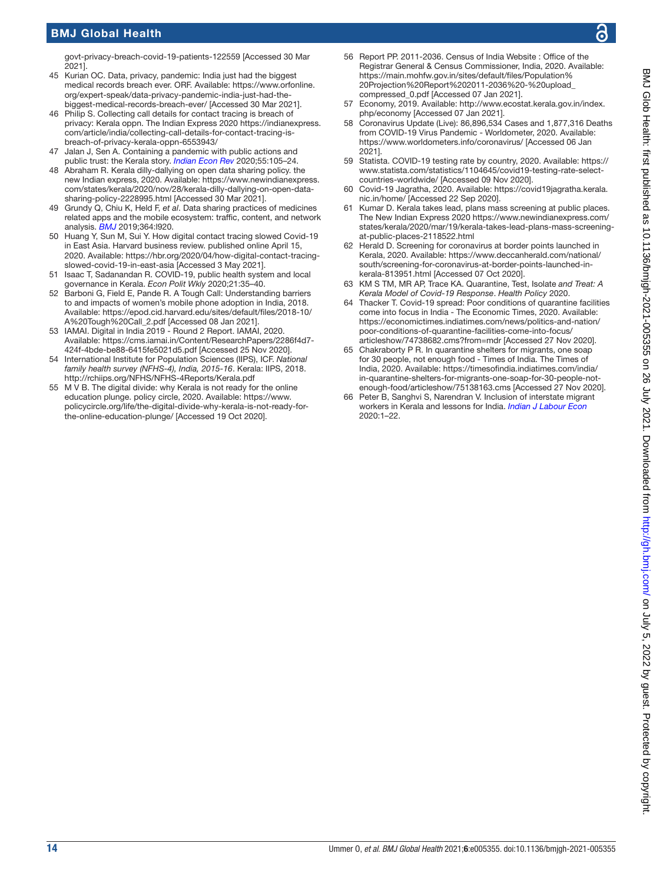govt-privacy-breach-covid-19-patients-122559 [Accessed 30 Mar 2021].

45 Kurian OC. Data, privacy, pandemic: India just had the biggest medical records breach ever. ORF. Available: https://www.orfonline.org/expert-speak/data-privacy-pandemic-india-just-had-the-biggest-medical-records-breach-ever/ [Accessed 30 Mar 2021].
46 Philip S. Collecting call details for contact tracing is breach of privacy: Kerala oppn. The Indian Express 2020 https://indianexpress.com/article/india/collecting-call-details-for-contact-tracing-is-breach-of-privacy-kerala-oppn-6553943/
47 Jalan J, Sen A. Containing a pandemic with public actions and public trust: the Kerala story. *Indian Econ Rev* 2020;55:105–24.
48 Abraham R. Kerala dilly-dallying on open data sharing policy. the new Indian express, 2020. Available: https://www.newindianexpress.com/states/kerala/2020/nov/28/kerala-dilly-dallying-on-open-data-sharing-policy-2228995.html [Accessed 30 Mar 2021].
49 Grundy Q, Chiu K, Held F, *et al*. Data sharing practices of medicines related apps and the mobile ecosystem: traffic, content, and network analysis. *BMJ* 2019;364:l920.
50 Huang Y, Sun M, Sui Y. How digital contact tracing slowed Covid-19 in East Asia. Harvard business review. published online April 15, 2020. Available: https://hbr.org/2020/04/how-digital-contact-tracing-slowed-covid-19-in-east-asia [Accessed 3 May 2021].
51 Isaac T, Sadanandan R. COVID-19, public health system and local governance in Kerala. *Econ Polit Wkly* 2020;21:35–40.
52 Barboni G, Field E, Pande R. A Tough Call: Understanding barriers to and impacts of women's mobile phone adoption in India, 2018. Available: https://epod.cid.harvard.edu/sites/default/files/2018-10/A%20Tough%20Call_2.pdf [Accessed 08 Jan 2021].
53 IAMAI. Digital in India 2019 - Round 2 Report. IAMAI, 2020. Available: https://cms.iamai.in/Content/ResearchPapers/2286f4d7-424f-4bde-be88-6415fe5021d5.pdf [Accessed 25 Nov 2020].
54 International Institute for Population Sciences (IIPS), ICF. *National family health survey (NFHS-4), India, 2015-16*. Kerala: IIPS, 2018. http://rchiips.org/NFHS/NFHS-4Reports/Kerala.pdf
55 M V B. The digital divide: why Kerala is not ready for the online education plunge. policy circle, 2020. Available: https://www.policycircle.org/life/the-digital-divide-why-kerala-is-not-ready-for-the-online-education-plunge/ [Accessed 19 Oct 2020].
56 Report PP. 2011-2036. Census of India Website : Office of the Registrar General & Census Commissioner, India, 2020. Available: https://main.mohfw.gov.in/sites/default/files/Population%20Projection%20Report%202011-2036%20-%20upload_compressed_0.pdf [Accessed 07 Jan 2021].
57 Economy, 2019. Available: http://www.ecostat.kerala.gov.in/index.php/economy [Accessed 07 Jan 2021].
58 Coronavirus Update (Live): 86,896,534 Cases and 1,877,316 Deaths from COVID-19 Virus Pandemic - Worldometer, 2020. Available: https://www.worldometers.info/coronavirus/ [Accessed 06 Jan 2021].
59 Statista. COVID-19 testing rate by country, 2020. Available: https://www.statista.com/statistics/1104645/covid19-testing-rate-select-countries-worldwide/ [Accessed 09 Nov 2020].
60 Covid-19 Jagratha, 2020. Available: https://covid19jagratha.kerala.nic.in/home/ [Accessed 22 Sep 2020].
61 Kumar D. Kerala takes lead, plans mass screening at public places. The New Indian Express 2020 https://www.newindianexpress.com/states/kerala/2020/mar/19/kerala-takes-lead-plans-mass-screening-at-public-places-2118522.html
62 Herald D. Screening for coronavirus at border points launched in Kerala, 2020. Available: https://www.deccanherald.com/national/south/screening-for-coronavirus-at-border-points-launched-in-kerala-813951.html [Accessed 07 Oct 2020].
63 KM S TM, MR AP, Trace KA. Quarantine, Test, Isolate *and Treat: A Kerala Model of Covid-19 Response*. *Health Policy* 2020.
64 Thacker T. Covid-19 spread: Poor conditions of quarantine facilities come into focus in India - The Economic Times, 2020. Available: https://economictimes.indiatimes.com/news/politics-and-nation/poor-conditions-of-quarantine-facilities-come-into-focus/articleshow/74738682.cms?from=mdr [Accessed 27 Nov 2020].
65 Chakraborty P R. In quarantine shelters for migrants, one soap for 30 people, not enough food - Times of India. The Times of India, 2020. Available: https://timesofindia.indiatimes.com/india/in-quarantine-shelters-for-migrants-one-soap-for-30-people-not-enough-food/articleshow/75138163.cms [Accessed 27 Nov 2020].
66 Peter B, Sanghvi S, Narendran V. Inclusion of interstate migrant workers in Kerala and lessons for India. *Indian J Labour Econ* 2020:1–22.